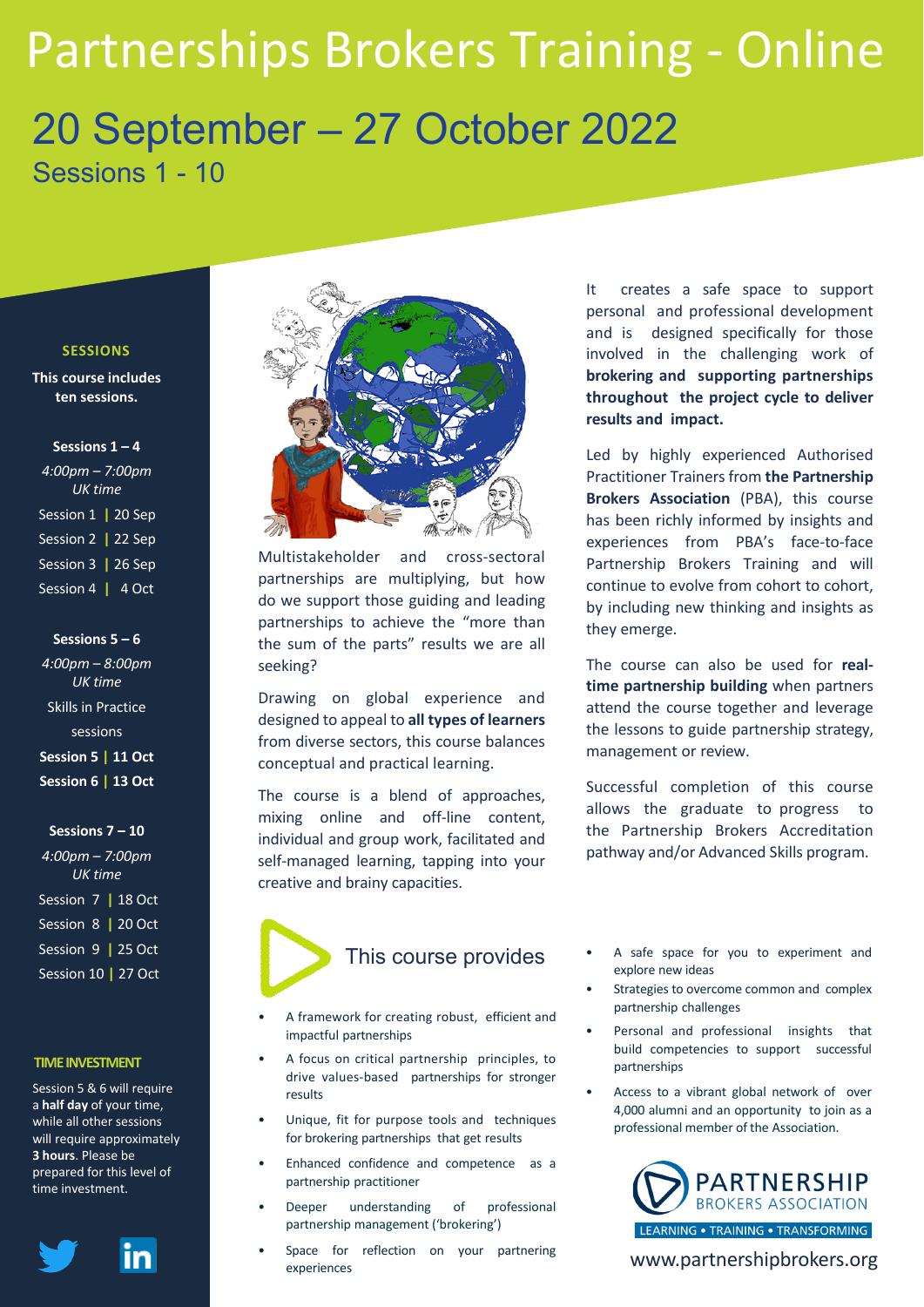# Partnerships Brokers Training - Online

## 20 September – 27 October 2022

### Sessions 1 - 10

**SESSIONS**

**This course includes ten sessions.**

**Sessions 1 – 4**

*4:00pm – 7:00pm UK time*

Session 1 | 20 Sep
Session 2 | 22 Sep
Session 3 | 26 Sep
Session 4 | 4 Oct

**Sessions 5 – 6**

*4:00pm – 8:00pm UK time*

Skills in Practice sessions

**Session 5 | 11 Oct**
**Session 6 | 13 Oct**

**Sessions 7 – 10**

*4:00pm – 7:00pm UK time*

Session 7 | 18 Oct
Session 8 | 20 Oct
Session 9 | 25 Oct
Session 10 | 27 Oct

**TIME INVESTMENT**

Session 5 & 6 will require a **half day** of your time, while all other sessions will require approximately **3 hours**. Please be prepared for this level of time investment.

Multistakeholder and cross-sectoral partnerships are multiplying, but how do we support those guiding and leading partnerships to achieve the "more than the sum of the parts" results we are all seeking?

Drawing on global experience and designed to appeal to **all types of learners** from diverse sectors, this course balances conceptual and practical learning.

The course is a blend of approaches, mixing online and off-line content, individual and group work, facilitated and self-managed learning, tapping into your creative and brainy capacities.

It creates a safe space to support personal and professional development and is designed specifically for those involved in the challenging work of **brokering and supporting partnerships throughout the project cycle to deliver results and impact.**

Led by highly experienced Authorised Practitioner Trainers from **the Partnership Brokers Association** (PBA), this course has been richly informed by insights and experiences from PBA's face-to-face Partnership Brokers Training and will continue to evolve from cohort to cohort, by including new thinking and insights as they emerge.

The course can also be used for **real-time partnership building** when partners attend the course together and leverage the lessons to guide partnership strategy, management or review.

Successful completion of this course allows the graduate to progress to the Partnership Brokers Accreditation pathway and/or Advanced Skills program.

## This course provides

- A framework for creating robust, efficient and impactful partnerships
- A focus on critical partnership principles, to drive values-based partnerships for stronger results
- Unique, fit for purpose tools and techniques for brokering partnerships that get results
- Enhanced confidence and competence as a partnership practitioner
- Deeper understanding of professional partnership management ('brokering')
- Space for reflection on your partnering experiences
- A safe space for you to experiment and explore new ideas
- Strategies to overcome common and complex partnership challenges
- Personal and professional insights that build competencies to support successful partnerships
- Access to a vibrant global network of over 4,000 alumni and an opportunity to join as a professional member of the Association.

PARTNERSHIP BROKERS ASSOCIATION
LEARNING • TRAINING • TRANSFORMING

www.partnershipbrokers.org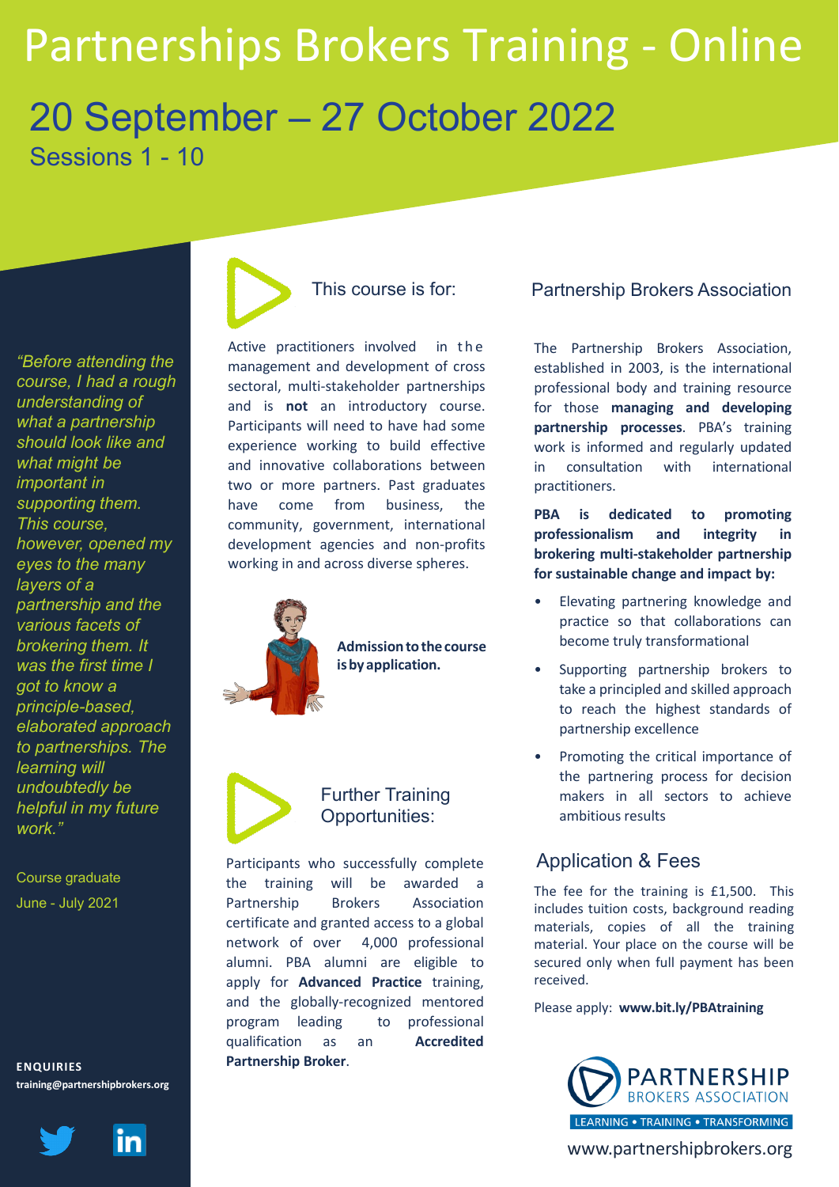# Partnerships Brokers Training - Online

## 20 September – 27 October 2022

Sessions 1 - 10

*"Before attending the course, I had a rough understanding of what a partnership should look like and what might be important in supporting them. This course, however, opened my eyes to the many layers of a partnership and the various facets of brokering them. It was the first time I got to know a principle-based, elaborated approach to partnerships. The learning will undoubtedly be helpful in my future work."*

Course graduate

June - July 2021

**ENQUIRIES**

**training@partnershipbrokers.org**

### This course is for:

Active practitioners involved in the management and development of cross sectoral, multi-stakeholder partnerships and is **not** an introductory course. Participants will need to have had some experience working to build effective and innovative collaborations between two or more partners. Past graduates have come from business, the community, government, international development agencies and non-profits working in and across diverse spheres.

**Admission to the course is by application.**

### Further Training Opportunities:

Participants who successfully complete the training will be awarded a Partnership Brokers Association certificate and granted access to a global network of over 4,000 professional alumni. PBA alumni are eligible to apply for **Advanced Practice** training, and the globally-recognized mentored program leading to professional qualification as an **Accredited Partnership Broker**.

### Partnership Brokers Association

The Partnership Brokers Association, established in 2003, is the international professional body and training resource for those **managing and developing partnership processes**. PBA's training work is informed and regularly updated in consultation with international practitioners.

**PBA is dedicated to promoting professionalism and integrity in brokering multi-stakeholder partnership for sustainable change and impact by:**

- Elevating partnering knowledge and practice so that collaborations can become truly transformational
- Supporting partnership brokers to take a principled and skilled approach to reach the highest standards of partnership excellence
- Promoting the critical importance of the partnering process for decision makers in all sectors to achieve ambitious results

### Application & Fees

The fee for the training is £1,500. This includes tuition costs, background reading materials, copies of all the training material. Your place on the course will be secured only when full payment has been received.

Please apply: **www.bit.ly/PBAtraining**

PARTNERSHIP BROKERS ASSOCIATION

LEARNING • TRAINING • TRANSFORMING

www.partnershipbrokers.org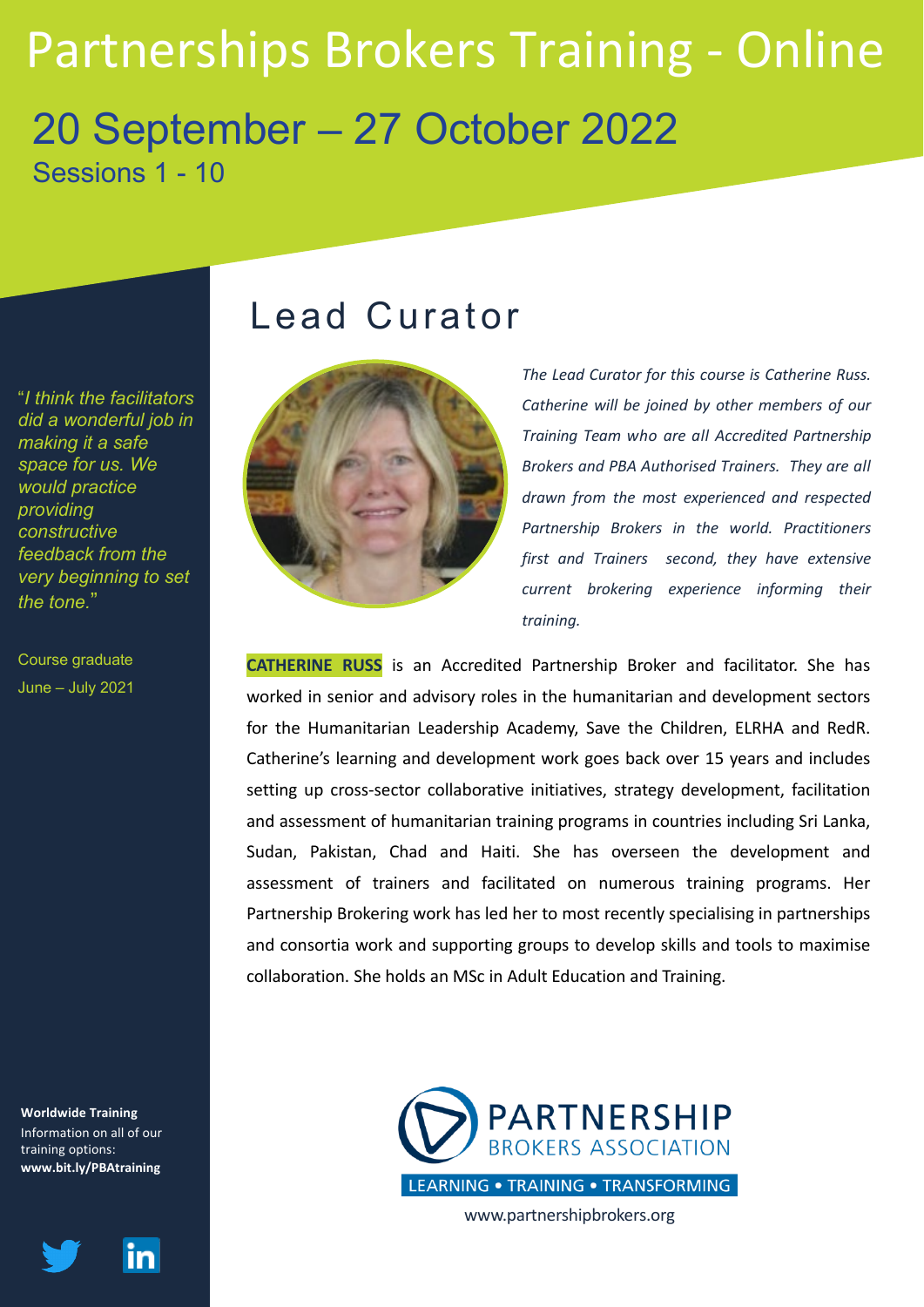# Partnerships Brokers Training - Online

## 20 September – 27 October 2022

Sessions 1 - 10

## Lead Curator

*The Lead Curator for this course is Catherine Russ. Catherine will be joined by other members of our Training Team who are all Accredited Partnership Brokers and PBA Authorised Trainers. They are all drawn from the most experienced and respected Partnership Brokers in the world. Practitioners first and Trainers second, they have extensive current brokering experience informing their training.*

**CATHERINE RUSS** is an Accredited Partnership Broker and facilitator. She has worked in senior and advisory roles in the humanitarian and development sectors for the Humanitarian Leadership Academy, Save the Children, ELRHA and RedR. Catherine's learning and development work goes back over 15 years and includes setting up cross-sector collaborative initiatives, strategy development, facilitation and assessment of humanitarian training programs in countries including Sri Lanka, Sudan, Pakistan, Chad and Haiti. She has overseen the development and assessment of trainers and facilitated on numerous training programs. Her Partnership Brokering work has led her to most recently specialising in partnerships and consortia work and supporting groups to develop skills and tools to maximise collaboration. She holds an MSc in Adult Education and Training.

"*I think the facilitators did a wonderful job in making it a safe space for us. We would practice providing constructive feedback from the very beginning to set the tone.*"

Course graduate
June – July 2021

**Worldwide Training**
Information on all of our training options:
**www.bit.ly/PBAtraining**

PARTNERSHIP BROKERS ASSOCIATION
LEARNING • TRAINING • TRANSFORMING
www.partnershipbrokers.org